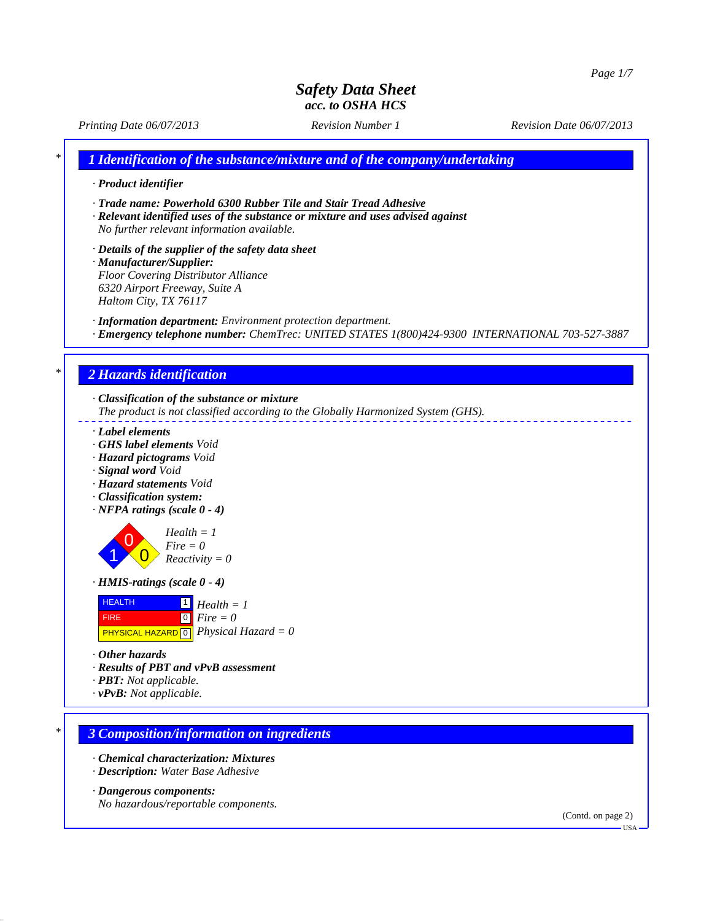# Safety Data Sheet
## acc. to OSHA HCS

*Printing Date 06/07/2013* *Revision Number 1* *Revision Date 06/07/2013*

## 1 Identification of the substance/mixture and of the company/undertaking

· **Product identifier**

· **Trade name:** **Powerhold 6300 Rubber Tile and Stair Tread Adhesive**
· **Relevant identified uses of the substance or mixture and uses advised against**
No further relevant information available.

· **Details of the supplier of the safety data sheet**
· **Manufacturer/Supplier:**
Floor Covering Distributor Alliance
6320 Airport Freeway, Suite A
Haltom City, TX 76117

· **Information department:** Environment protection department.
· **Emergency telephone number:** ChemTrec: UNITED STATES 1(800)424-9300 INTERNATIONAL 703-527-3887

## 2 Hazards identification

· **Classification of the substance or mixture**
The product is not classified according to the Globally Harmonized System (GHS).

· **Label elements**
· **GHS label elements** Void
· **Hazard pictograms** Void
· **Signal word** Void
· **Hazard statements** Void
· **Classification system:**
· **NFPA ratings (scale 0 - 4)**

Health = 1
Fire = 0
Reactivity = 0

· **HMIS-ratings (scale 0 - 4)**

| | | |
|---|---|---|
| HEALTH | 1 | Health = 1 |
| FIRE | 0 | Fire = 0 |
| PHYSICAL HAZARD | 0 | Physical Hazard = 0 |

· **Other hazards**
· **Results of PBT and vPvB assessment**
· **PBT:** Not applicable.
· **vPvB:** Not applicable.

## 3 Composition/information on ingredients

· **Chemical characterization: Mixtures**
· **Description:** Water Base Adhesive

· **Dangerous components:**
No hazardous/reportable components.

(Contd. on page 2)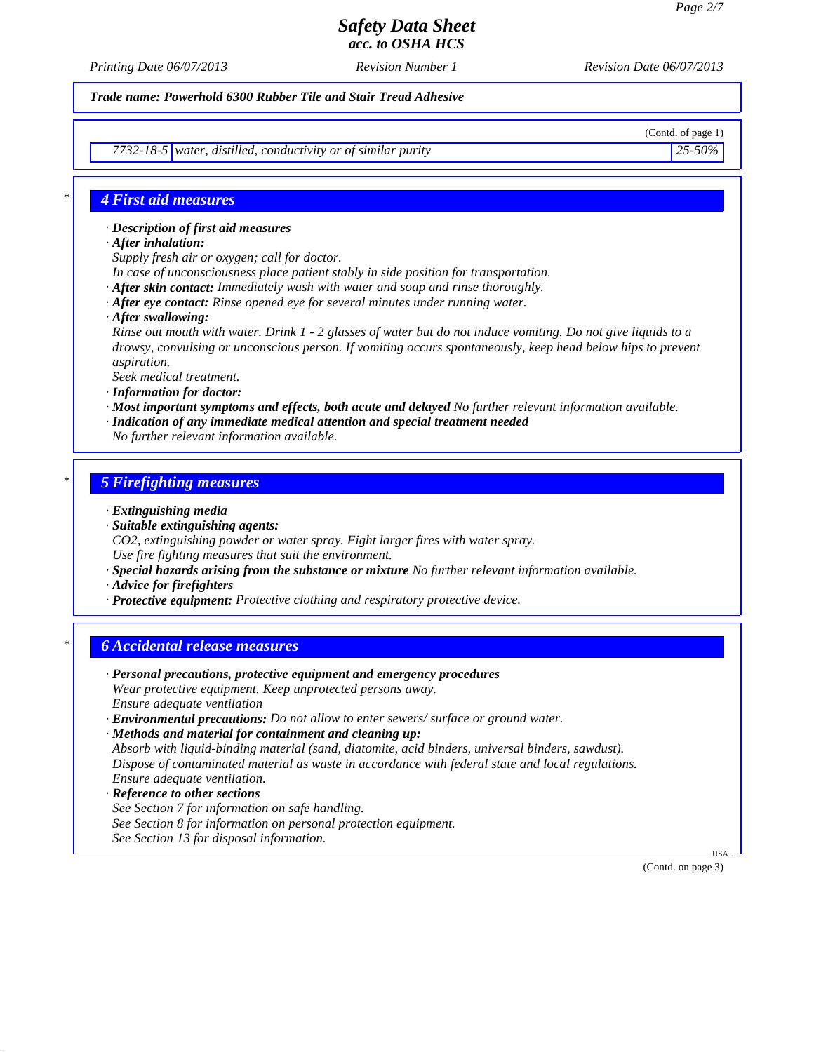(Contd. of page 1)

| | | |
|---|---|---|
| 7732-18-5 | water, distilled, conductivity or of similar purity | 25-50% |

## 4 First aid measures

- **Description of first aid measures**
- **After inhalation:**
  Supply fresh air or oxygen; call for doctor.
  In case of unconsciousness place patient stably in side position for transportation.
- **After skin contact:** Immediately wash with water and soap and rinse thoroughly.
- **After eye contact:** Rinse opened eye for several minutes under running water.
- **After swallowing:**
  Rinse out mouth with water. Drink 1 - 2 glasses of water but do not induce vomiting. Do not give liquids to a drowsy, convulsing or unconscious person. If vomiting occurs spontaneously, keep head below hips to prevent aspiration.
  Seek medical treatment.
- **Information for doctor:**
- **Most important symptoms and effects, both acute and delayed** No further relevant information available.
- **Indication of any immediate medical attention and special treatment needed**
  No further relevant information available.

## 5 Firefighting measures

- **Extinguishing media**
- **Suitable extinguishing agents:**
  $CO_2$, extinguishing powder or water spray. Fight larger fires with water spray.
  Use fire fighting measures that suit the environment.
- **Special hazards arising from the substance or mixture** No further relevant information available.
- **Advice for firefighters**
- **Protective equipment:** Protective clothing and respiratory protective device.

## 6 Accidental release measures

- **Personal precautions, protective equipment and emergency procedures**
  Wear protective equipment. Keep unprotected persons away.
  Ensure adequate ventilation
- **Environmental precautions:** Do not allow to enter sewers/ surface or ground water.
- **Methods and material for containment and cleaning up:**
  Absorb with liquid-binding material (sand, diatomite, acid binders, universal binders, sawdust).
  Dispose of contaminated material as waste in accordance with federal state and local regulations.
  Ensure adequate ventilation.
- **Reference to other sections**
  See Section 7 for information on safe handling.
  See Section 8 for information on personal protection equipment.
  See Section 13 for disposal information.

(Contd. on page 3)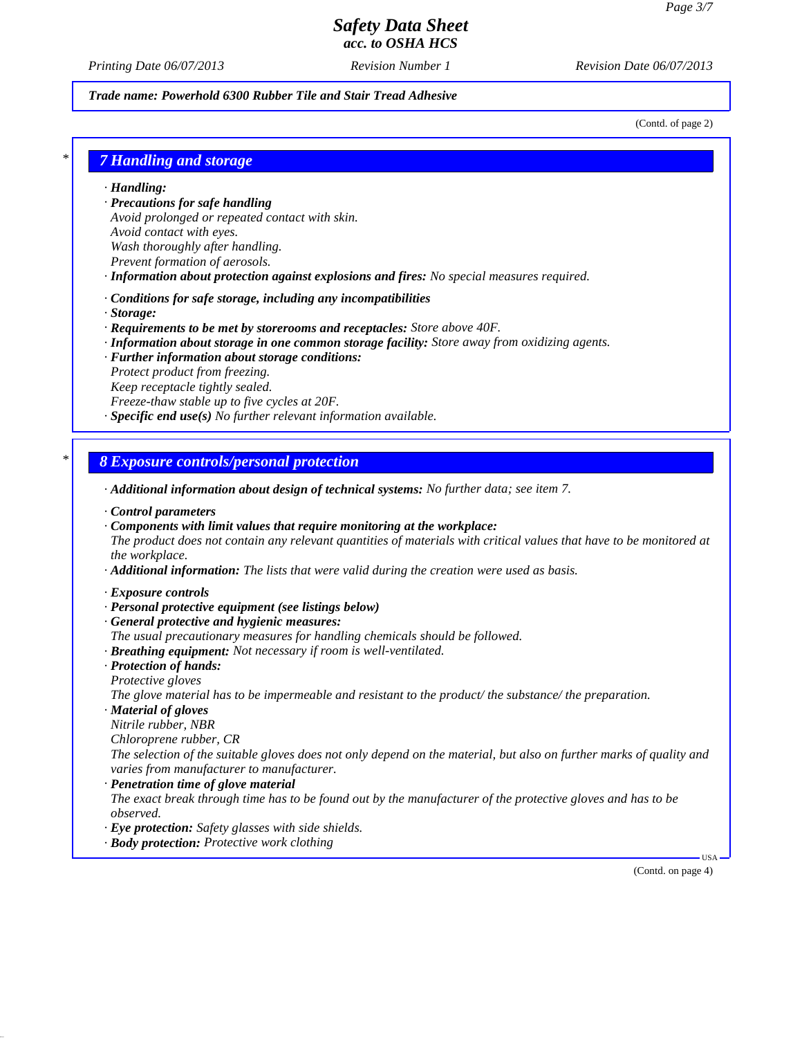Trade name: Powerhold 6300 Rubber Tile and Stair Tread Adhesive

(Contd. of page 2)

## 7 Handling and storage

· **Handling:**
· **Precautions for safe handling**
Avoid prolonged or repeated contact with skin.
Avoid contact with eyes.
Wash thoroughly after handling.
Prevent formation of aerosols.
· **Information about protection against explosions and fires:** No special measures required.

· **Conditions for safe storage, including any incompatibilities**
· **Storage:**
· **Requirements to be met by storerooms and receptacles:** Store above 40F.
· **Information about storage in one common storage facility:** Store away from oxidizing agents.
· **Further information about storage conditions:**
Protect product from freezing.
Keep receptacle tightly sealed.
Freeze-thaw stable up to five cycles at 20F.
· **Specific end use(s)** No further relevant information available.

## 8 Exposure controls/personal protection

· **Additional information about design of technical systems:** No further data; see item 7.

· **Control parameters**
· **Components with limit values that require monitoring at the workplace:**
The product does not contain any relevant quantities of materials with critical values that have to be monitored at the workplace.
· **Additional information:** The lists that were valid during the creation were used as basis.

· **Exposure controls**
· **Personal protective equipment (see listings below)**
· **General protective and hygienic measures:**
The usual precautionary measures for handling chemicals should be followed.
· **Breathing equipment:** Not necessary if room is well-ventilated.
· **Protection of hands:**
Protective gloves
The glove material has to be impermeable and resistant to the product/ the substance/ the preparation.
· **Material of gloves**
Nitrile rubber, NBR
Chloroprene rubber, CR
The selection of the suitable gloves does not only depend on the material, but also on further marks of quality and varies from manufacturer to manufacturer.
· **Penetration time of glove material**
The exact break through time has to be found out by the manufacturer of the protective gloves and has to be observed.
· **Eye protection:** Safety glasses with side shields.
· **Body protection:** Protective work clothing

(Contd. on page 4)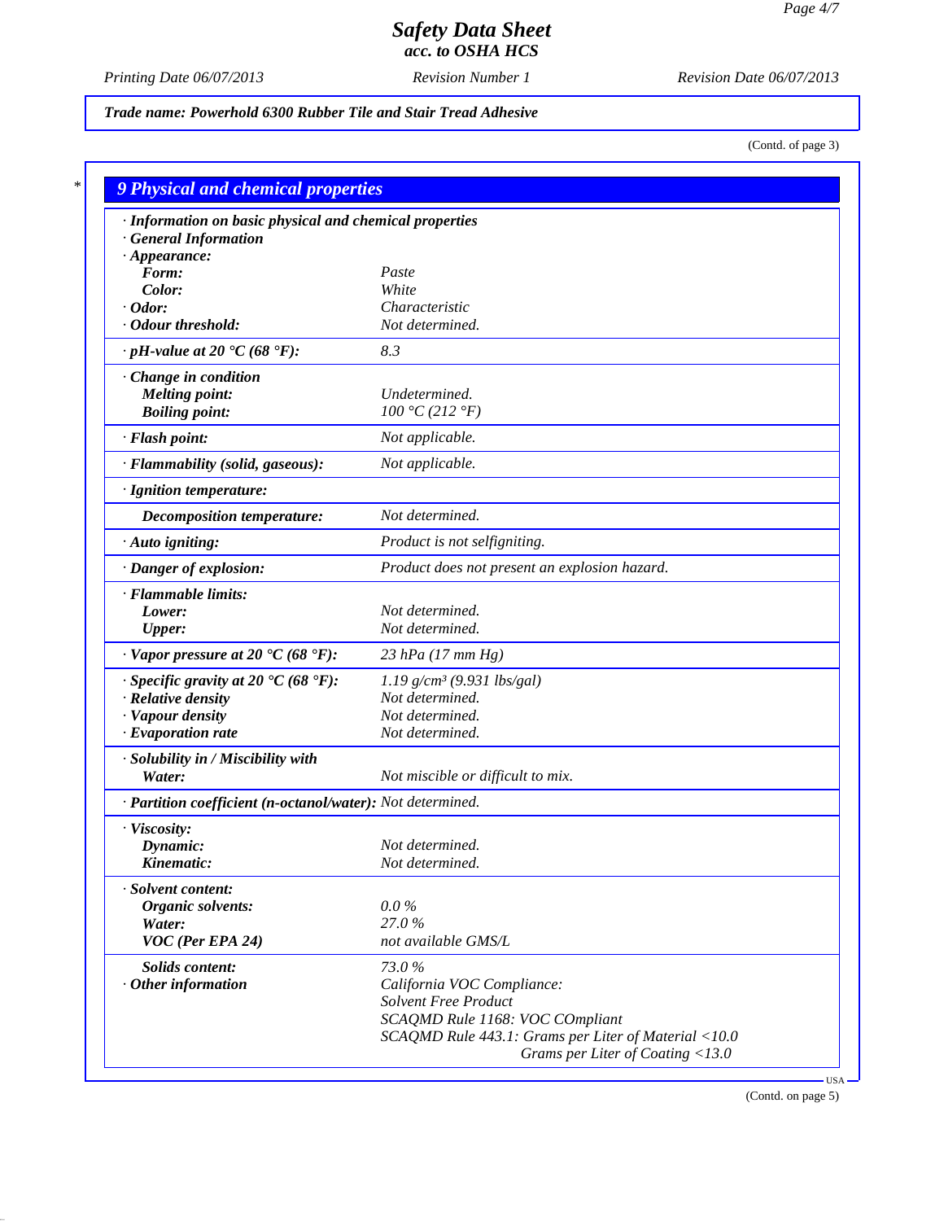Trade name: Powerhold 6300 Rubber Tile and Stair Tread Adhesive

(Contd. of page 3)

## 9 Physical and chemical properties

| Property | Value |
|---|---|
| · **Information on basic physical and chemical properties** | |
| · **General Information** | |
| · **Appearance:** | |
| **Form:** | Paste |
| **Color:** | White |
| · **Odor:** | Characteristic |
| · **Odour threshold:** | Not determined. |
| · **pH-value at 20 °C (68 °F):** | 8.3 |
| · **Change in condition** | |
| **Melting point:** | Undetermined. |
| **Boiling point:** | 100 °C (212 °F) |
| · **Flash point:** | Not applicable. |
| · **Flammability (solid, gaseous):** | Not applicable. |
| · **Ignition temperature:** | |
| **Decomposition temperature:** | Not determined. |
| · **Auto igniting:** | Product is not selfigniting. |
| · **Danger of explosion:** | Product does not present an explosion hazard. |
| · **Flammable limits:** | |
| **Lower:** | Not determined. |
| **Upper:** | Not determined. |
| · **Vapor pressure at 20 °C (68 °F):** | 23 hPa (17 mm Hg) |
| · **Specific gravity at 20 °C (68 °F):** | 1.19 g/cm³ (9.931 lbs/gal) |
| · **Relative density** | Not determined. |
| · **Vapour density** | Not determined. |
| · **Evaporation rate** | Not determined. |
| · **Solubility in / Miscibility with** | |
| **Water:** | Not miscible or difficult to mix. |
| · **Partition coefficient (n-octanol/water):** | Not determined. |
| · **Viscosity:** | |
| **Dynamic:** | Not determined. |
| **Kinematic:** | Not determined. |
| · **Solvent content:** | |
| **Organic solvents:** | 0.0 % |
| **Water:** | 27.0 % |
| **VOC (Per EPA 24)** | not available GMS/L |
| **Solids content:** | 73.0 % |
| · **Other information** | California VOC Compliance: Solvent Free Product; SCAQMD Rule 1168: VOC COmpliant; SCAQMD Rule 443.1: Grams per Liter of Material <10.0; Grams per Liter of Coating <13.0 |

(Contd. on page 5)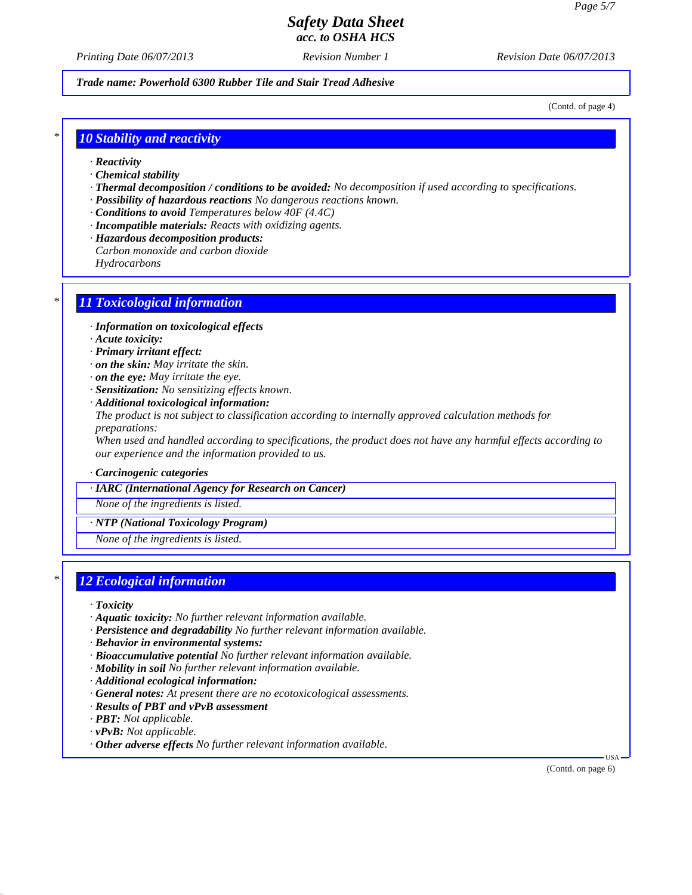Trade name: Powerhold 6300 Rubber Tile and Stair Tread Adhesive

(Contd. of page 4)

## 10 Stability and reactivity

- **Reactivity**
- **Chemical stability**
- **Thermal decomposition / conditions to be avoided:** *No decomposition if used according to specifications.*
- **Possibility of hazardous reactions** *No dangerous reactions known.*
- **Conditions to avoid** *Temperatures below 40F (4.4C)*
- **Incompatible materials:** *Reacts with oxidizing agents.*
- **Hazardous decomposition products:**
  *Carbon monoxide and carbon dioxide*
  *Hydrocarbons*

## 11 Toxicological information

- **Information on toxicological effects**
- **Acute toxicity:**
- **Primary irritant effect:**
- **on the skin:** *May irritate the skin.*
- **on the eye:** *May irritate the eye.*
- **Sensitization:** *No sensitizing effects known.*
- **Additional toxicological information:**
  *The product is not subject to classification according to internally approved calculation methods for preparations:*
  *When used and handled according to specifications, the product does not have any harmful effects according to our experience and the information provided to us.*
- **Carcinogenic categories**

| · IARC (International Agency for Research on Cancer) |
|---|
| None of the ingredients is listed. |

| · NTP (National Toxicology Program) |
|---|
| None of the ingredients is listed. |

## 12 Ecological information

- **Toxicity**
- **Aquatic toxicity:** *No further relevant information available.*
- **Persistence and degradability** *No further relevant information available.*
- **Behavior in environmental systems:**
- **Bioaccumulative potential** *No further relevant information available.*
- **Mobility in soil** *No further relevant information available.*
- **Additional ecological information:**
- **General notes:** *At present there are no ecotoxicological assessments.*
- **Results of PBT and vPvB assessment**
- **PBT:** *Not applicable.*
- **vPvB:** *Not applicable.*
- **Other adverse effects** *No further relevant information available.*

(Contd. on page 6)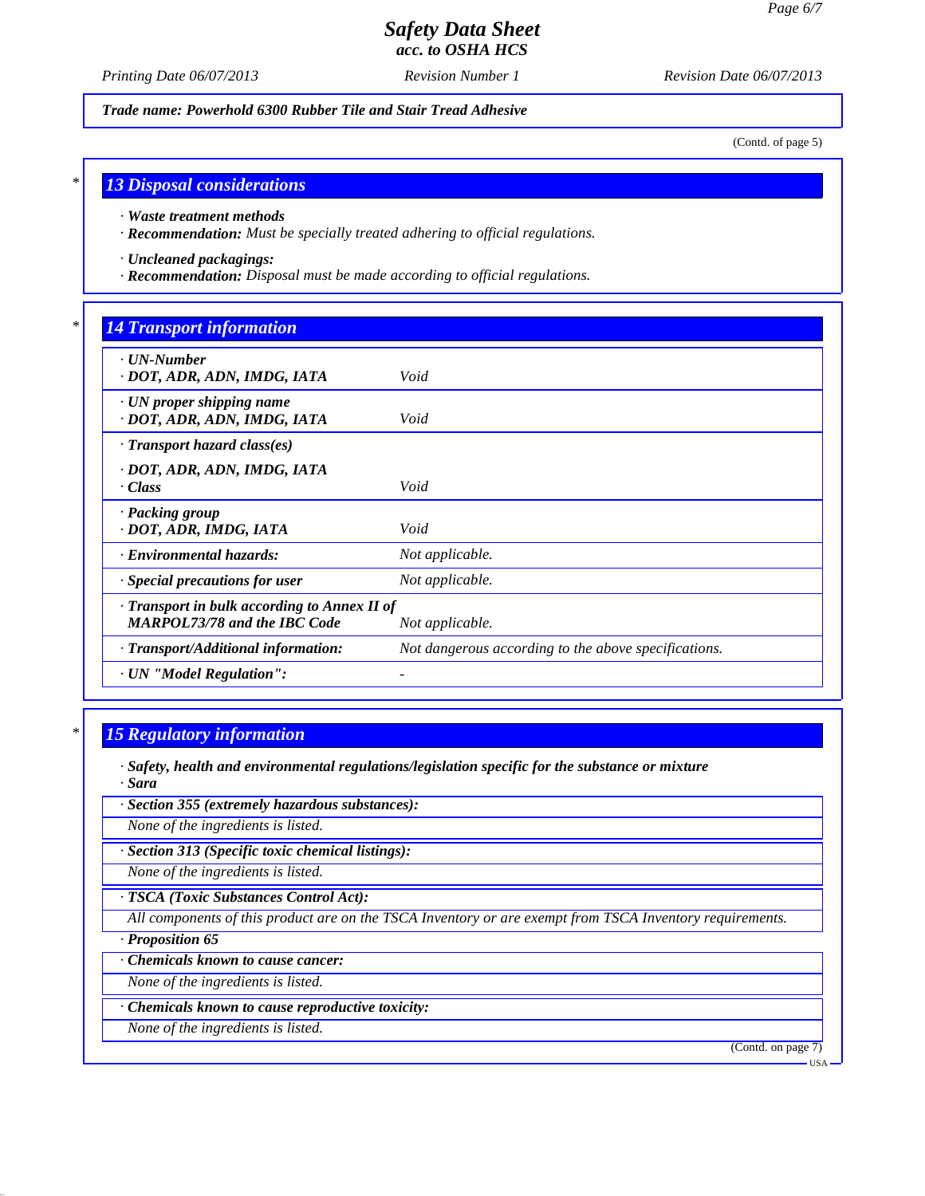Trade name: Powerhold 6300 Rubber Tile and Stair Tread Adhesive

(Contd. of page 5)

## * 13 Disposal considerations

· ***Waste treatment methods***
· ***Recommendation:*** *Must be specially treated adhering to official regulations.*

· ***Uncleaned packagings:***
· ***Recommendation:*** *Disposal must be made according to official regulations.*

## * 14 Transport information

| | |
|---|---|
| · ***UN-Number*** <br> · ***DOT, ADR, ADN, IMDG, IATA*** | *Void* |
| · ***UN proper shipping name*** <br> · ***DOT, ADR, ADN, IMDG, IATA*** | *Void* |
| · ***Transport hazard class(es)*** <br> · ***DOT, ADR, ADN, IMDG, IATA*** <br> · ***Class*** | *Void* |
| · ***Packing group*** <br> · ***DOT, ADR, IMDG, IATA*** | *Void* |
| · ***Environmental hazards:*** | *Not applicable.* |
| · ***Special precautions for user*** | *Not applicable.* |
| · ***Transport in bulk according to Annex II of MARPOL73/78 and the IBC Code*** | *Not applicable.* |
| · ***Transport/Additional information:*** | *Not dangerous according to the above specifications.* |
| · ***UN "Model Regulation":*** | - |

## * 15 Regulatory information

· ***Safety, health and environmental regulations/legislation specific for the substance or mixture***
· ***Sara***

· ***Section 355 (extremely hazardous substances):***

*None of the ingredients is listed.*

· ***Section 313 (Specific toxic chemical listings):***

*None of the ingredients is listed.*

· ***TSCA (Toxic Substances Control Act):***

*All components of this product are on the TSCA Inventory or are exempt from TSCA Inventory requirements.*

· ***Proposition 65***

· ***Chemicals known to cause cancer:***

*None of the ingredients is listed.*

· ***Chemicals known to cause reproductive toxicity:***

*None of the ingredients is listed.*

(Contd. on page 7)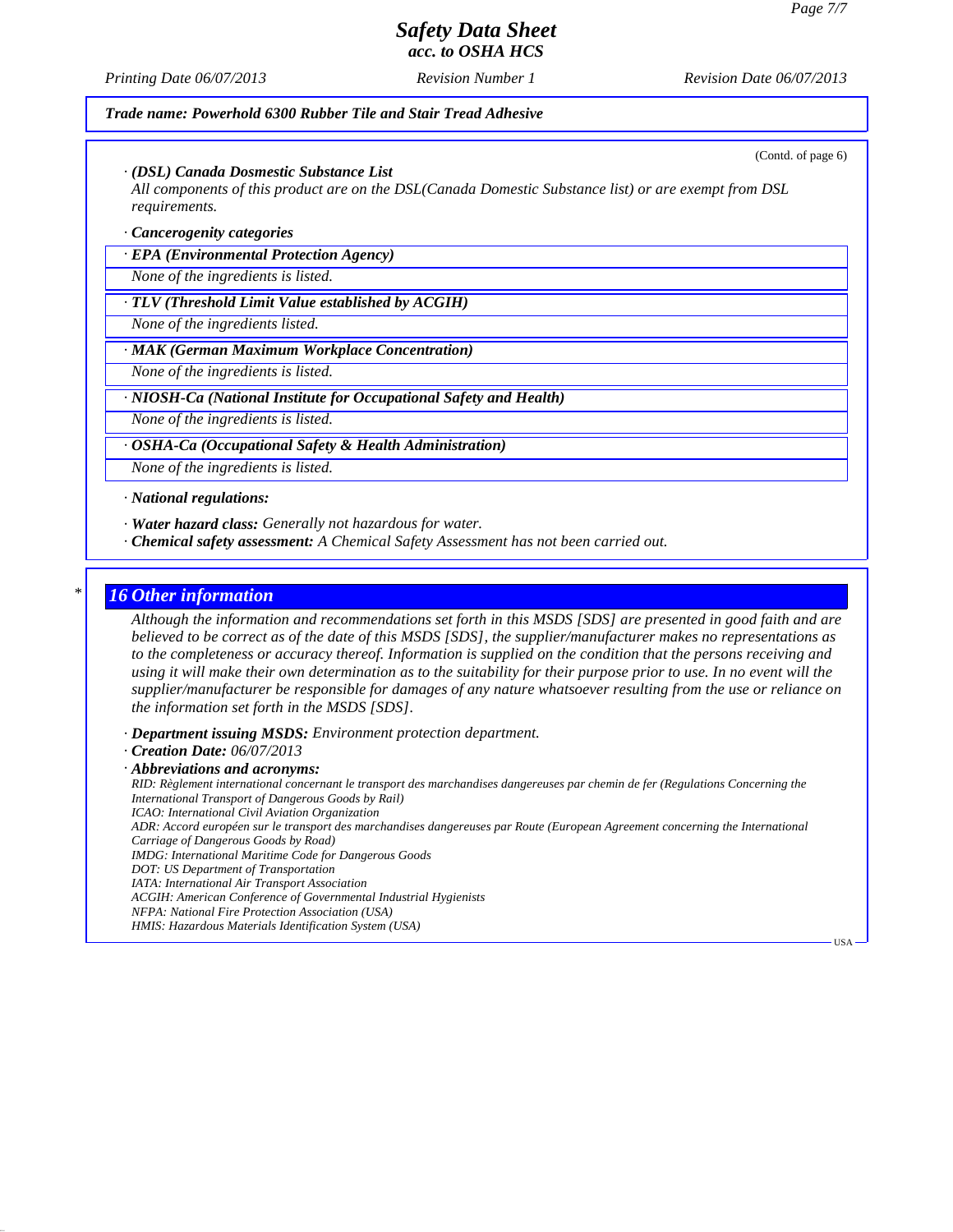**Trade name: Powerhold 6300 Rubber Tile and Stair Tread Adhesive**

(Contd. of page 6)

· ***(DSL) Canada Dosmestic Substance List***
*All components of this product are on the DSL(Canada Domestic Substance list) or are exempt from DSL requirements.*

· ***Cancerogenity categories***

· ***EPA (Environmental Protection Agency)***
*None of the ingredients is listed.*

· ***TLV (Threshold Limit Value established by ACGIH)***
*None of the ingredients listed.*

· ***MAK (German Maximum Workplace Concentration)***
*None of the ingredients is listed.*

· ***NIOSH-Ca (National Institute for Occupational Safety and Health)***
*None of the ingredients is listed.*

· ***OSHA-Ca (Occupational Safety & Health Administration)***
*None of the ingredients is listed.*

· ***National regulations:***

· ***Water hazard class:*** *Generally not hazardous for water.*
· ***Chemical safety assessment:*** *A Chemical Safety Assessment has not been carried out.*

## * 16 Other information

*Although the information and recommendations set forth in this MSDS [SDS] are presented in good faith and are believed to be correct as of the date of this MSDS [SDS], the supplier/manufacturer makes no representations as to the completeness or accuracy thereof. Information is supplied on the condition that the persons receiving and using it will make their own determination as to the suitability for their purpose prior to use. In no event will the supplier/manufacturer be responsible for damages of any nature whatsoever resulting from the use or reliance on the information set forth in the MSDS [SDS].*

· ***Department issuing MSDS:*** *Environment protection department.*
· ***Creation Date:*** *06/07/2013*
· ***Abbreviations and acronyms:***
*RID: Règlement international concernant le transport des marchandises dangereuses par chemin de fer (Regulations Concerning the International Transport of Dangerous Goods by Rail)*
*ICAO: International Civil Aviation Organization*
*ADR: Accord européen sur le transport des marchandises dangereuses par Route (European Agreement concerning the International Carriage of Dangerous Goods by Road)*
*IMDG: International Maritime Code for Dangerous Goods*
*DOT: US Department of Transportation*
*IATA: International Air Transport Association*
*ACGIH: American Conference of Governmental Industrial Hygienists*
*NFPA: National Fire Protection Association (USA)*
*HMIS: Hazardous Materials Identification System (USA)*